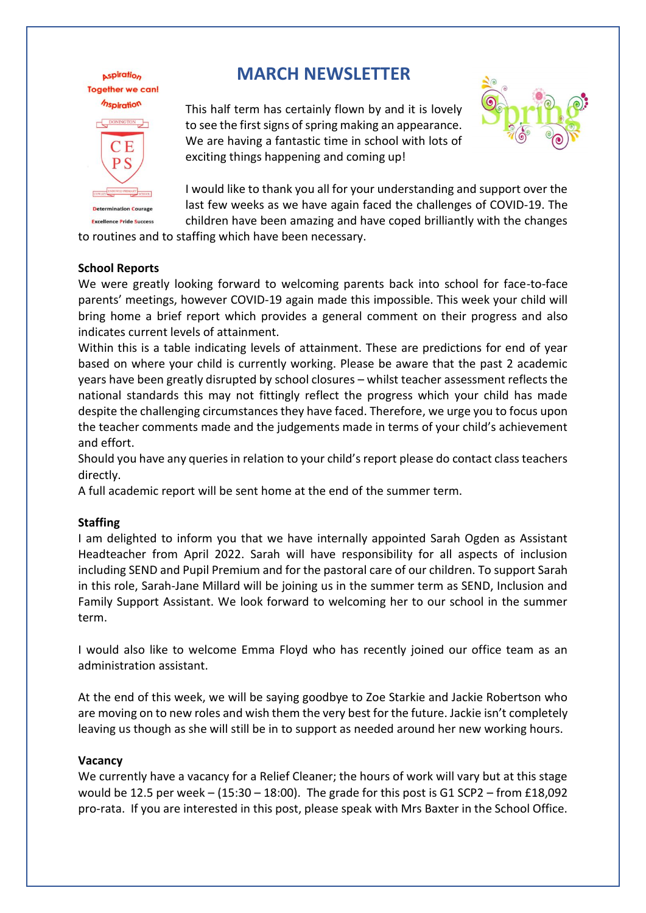Aspiration
Together we can!
Inspiration

DONINGTON
CE PS
ENDOWED PRIMARY SCHOOL

Determination Courage
Excellence Pride Success

# MARCH NEWSLETTER

This half term has certainly flown by and it is lovely to see the first signs of spring making an appearance. We are having a fantastic time in school with lots of exciting things happening and coming up!

I would like to thank you all for your understanding and support over the last few weeks as we have again faced the challenges of COVID-19. The children have been amazing and have coped brilliantly with the changes to routines and to staffing which have been necessary.

**School Reports**

We were greatly looking forward to welcoming parents back into school for face-to-face parents' meetings, however COVID-19 again made this impossible. This week your child will bring home a brief report which provides a general comment on their progress and also indicates current levels of attainment.

Within this is a table indicating levels of attainment. These are predictions for end of year based on where your child is currently working. Please be aware that the past 2 academic years have been greatly disrupted by school closures – whilst teacher assessment reflects the national standards this may not fittingly reflect the progress which your child has made despite the challenging circumstances they have faced. Therefore, we urge you to focus upon the teacher comments made and the judgements made in terms of your child's achievement and effort.

Should you have any queries in relation to your child's report please do contact class teachers directly.

A full academic report will be sent home at the end of the summer term.

**Staffing**

I am delighted to inform you that we have internally appointed Sarah Ogden as Assistant Headteacher from April 2022. Sarah will have responsibility for all aspects of inclusion including SEND and Pupil Premium and for the pastoral care of our children. To support Sarah in this role, Sarah-Jane Millard will be joining us in the summer term as SEND, Inclusion and Family Support Assistant. We look forward to welcoming her to our school in the summer term.

I would also like to welcome Emma Floyd who has recently joined our office team as an administration assistant.

At the end of this week, we will be saying goodbye to Zoe Starkie and Jackie Robertson who are moving on to new roles and wish them the very best for the future. Jackie isn't completely leaving us though as she will still be in to support as needed around her new working hours.

**Vacancy**

We currently have a vacancy for a Relief Cleaner; the hours of work will vary but at this stage would be 12.5 per week – (15:30 – 18:00). The grade for this post is G1 SCP2 – from £18,092 pro-rata. If you are interested in this post, please speak with Mrs Baxter in the School Office.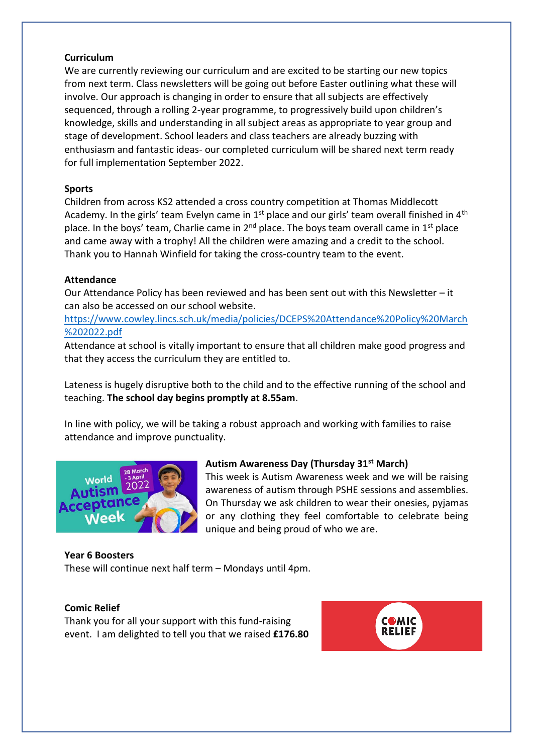**Curriculum**

We are currently reviewing our curriculum and are excited to be starting our new topics from next term. Class newsletters will be going out before Easter outlining what these will involve. Our approach is changing in order to ensure that all subjects are effectively sequenced, through a rolling 2-year programme, to progressively build upon children's knowledge, skills and understanding in all subject areas as appropriate to year group and stage of development. School leaders and class teachers are already buzzing with enthusiasm and fantastic ideas- our completed curriculum will be shared next term ready for full implementation September 2022.

**Sports**

Children from across KS2 attended a cross country competition at Thomas Middlecott Academy. In the girls' team Evelyn came in 1st place and our girls' team overall finished in 4th place. In the boys' team, Charlie came in 2nd place. The boys team overall came in 1st place and came away with a trophy! All the children were amazing and a credit to the school. Thank you to Hannah Winfield for taking the cross-country team to the event.

**Attendance**

Our Attendance Policy has been reviewed and has been sent out with this Newsletter – it can also be accessed on our school website.
https://www.cowley.lincs.sch.uk/media/policies/DCEPS%20Attendance%20Policy%20March%202022.pdf

Attendance at school is vitally important to ensure that all children make good progress and that they access the curriculum they are entitled to.

Lateness is hugely disruptive both to the child and to the effective running of the school and teaching. **The school day begins promptly at 8.55am**.

In line with policy, we will be taking a robust approach and working with families to raise attendance and improve punctuality.

**Autism Awareness Day (Thursday 31st March)**

This week is Autism Awareness week and we will be raising awareness of autism through PSHE sessions and assemblies. On Thursday we ask children to wear their onesies, pyjamas or any clothing they feel comfortable to celebrate being unique and being proud of who we are.

**Year 6 Boosters**

These will continue next half term – Mondays until 4pm.

**Comic Relief**

Thank you for all your support with this fund-raising event. I am delighted to tell you that we raised **£176.80**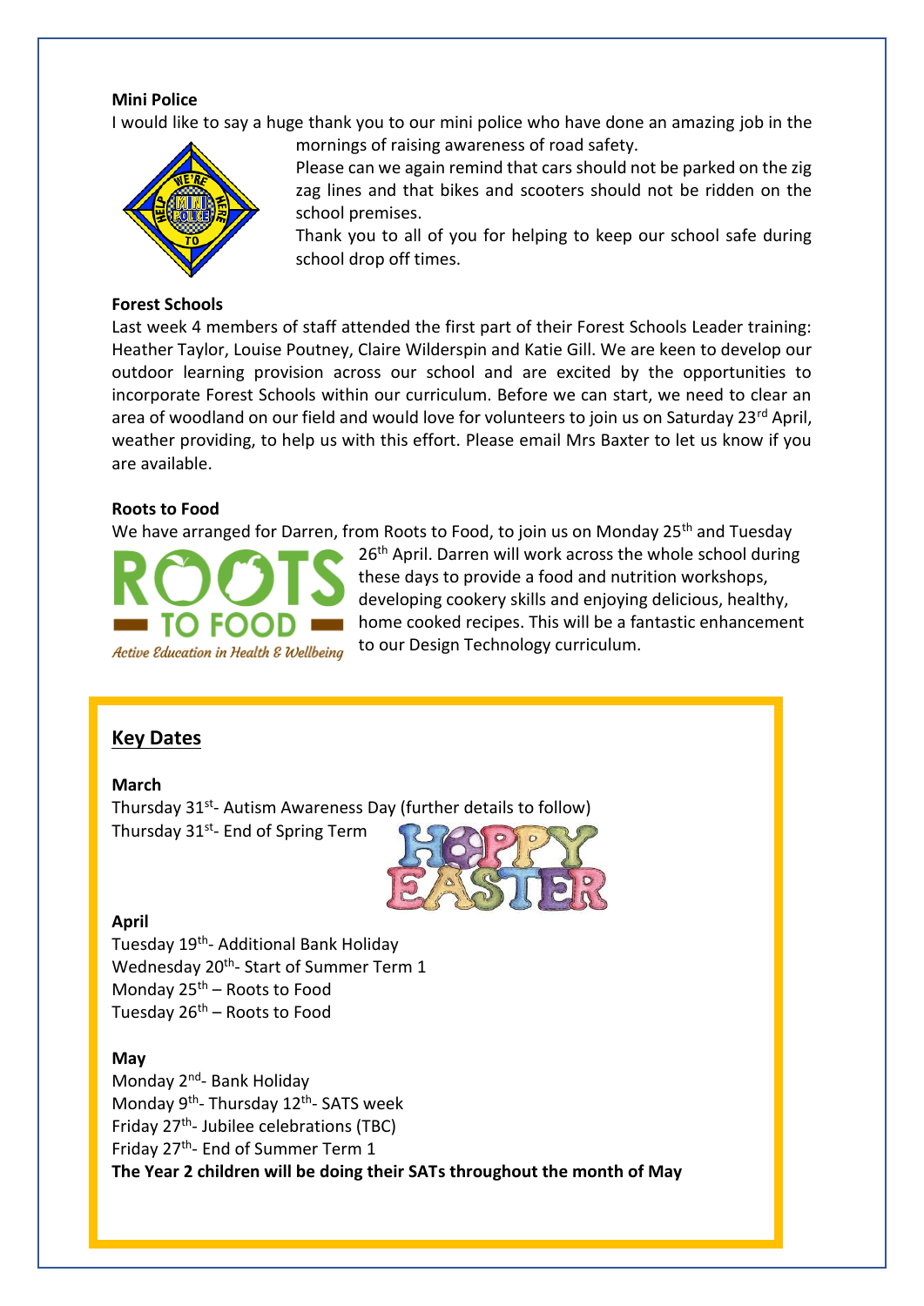**Mini Police**

I would like to say a huge thank you to our mini police who have done an amazing job in the mornings of raising awareness of road safety.

Please can we again remind that cars should not be parked on the zig zag lines and that bikes and scooters should not be ridden on the school premises.

Thank you to all of you for helping to keep our school safe during school drop off times.

**Forest Schools**

Last week 4 members of staff attended the first part of their Forest Schools Leader training: Heather Taylor, Louise Poutney, Claire Wilderspin and Katie Gill. We are keen to develop our outdoor learning provision across our school and are excited by the opportunities to incorporate Forest Schools within our curriculum. Before we can start, we need to clear an area of woodland on our field and would love for volunteers to join us on Saturday 23rd April, weather providing, to help us with this effort. Please email Mrs Baxter to let us know if you are available.

**Roots to Food**

We have arranged for Darren, from Roots to Food, to join us on Monday 25th and Tuesday 26th April. Darren will work across the whole school during these days to provide a food and nutrition workshops, developing cookery skills and enjoying delicious, healthy, home cooked recipes. This will be a fantastic enhancement to our Design Technology curriculum.

## Key Dates

**March**

Thursday 31st- Autism Awareness Day (further details to follow)
Thursday 31st- End of Spring Term

**April**

Tuesday 19th- Additional Bank Holiday
Wednesday 20th- Start of Summer Term 1
Monday 25th – Roots to Food
Tuesday 26th – Roots to Food

**May**

Monday 2nd- Bank Holiday
Monday 9th- Thursday 12th- SATS week
Friday 27th- Jubilee celebrations (TBC)
Friday 27th- End of Summer Term 1
**The Year 2 children will be doing their SATs throughout the month of May**